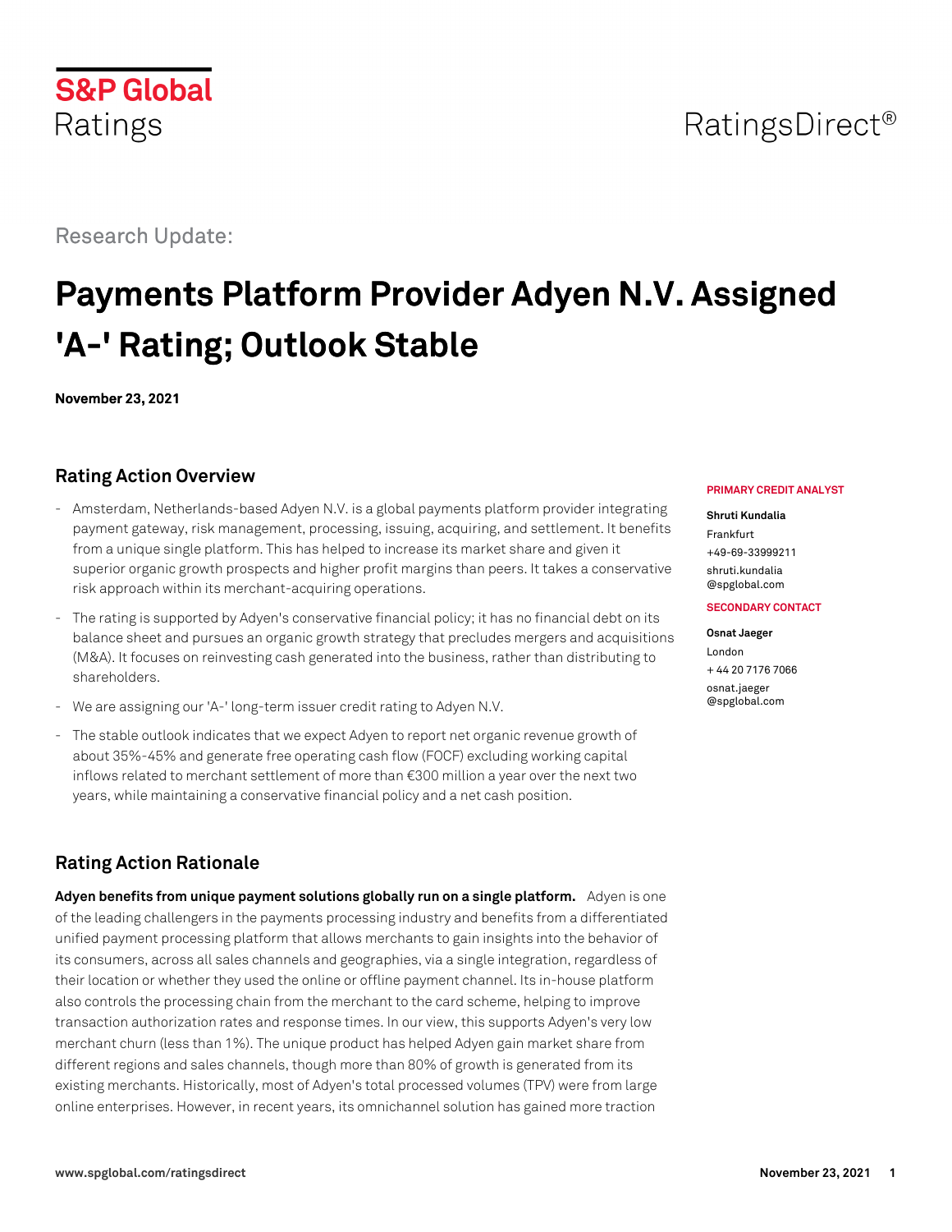S&P Global Ratings

RatingsDirect®

Research Update:

# Payments Platform Provider Adyen N.V. Assigned 'A-' Rating; Outlook Stable

**November 23, 2021**

**PRIMARY CREDIT ANALYST**

**Shruti Kundalia**
Frankfurt
+49-69-33999211
shruti.kundalia@spglobal.com

**SECONDARY CONTACT**

**Osnat Jaeger**
London
+ 44 20 7176 7066
osnat.jaeger@spglobal.com

## Rating Action Overview

- Amsterdam, Netherlands-based Adyen N.V. is a global payments platform provider integrating payment gateway, risk management, processing, issuing, acquiring, and settlement. It benefits from a unique single platform. This has helped to increase its market share and given it superior organic growth prospects and higher profit margins than peers. It takes a conservative risk approach within its merchant-acquiring operations.
- The rating is supported by Adyen's conservative financial policy; it has no financial debt on its balance sheet and pursues an organic growth strategy that precludes mergers and acquisitions (M&A). It focuses on reinvesting cash generated into the business, rather than distributing to shareholders.
- We are assigning our 'A-' long-term issuer credit rating to Adyen N.V.
- The stable outlook indicates that we expect Adyen to report net organic revenue growth of about 35%-45% and generate free operating cash flow (FOCF) excluding working capital inflows related to merchant settlement of more than €300 million a year over the next two years, while maintaining a conservative financial policy and a net cash position.

## Rating Action Rationale

**Adyen benefits from unique payment solutions globally run on a single platform.** Adyen is one of the leading challengers in the payments processing industry and benefits from a differentiated unified payment processing platform that allows merchants to gain insights into the behavior of its consumers, across all sales channels and geographies, via a single integration, regardless of their location or whether they used the online or offline payment channel. Its in-house platform also controls the processing chain from the merchant to the card scheme, helping to improve transaction authorization rates and response times. In our view, this supports Adyen's very low merchant churn (less than 1%). The unique product has helped Adyen gain market share from different regions and sales channels, though more than 80% of growth is generated from its existing merchants. Historically, most of Adyen's total processed volumes (TPV) were from large online enterprises. However, in recent years, its omnichannel solution has gained more traction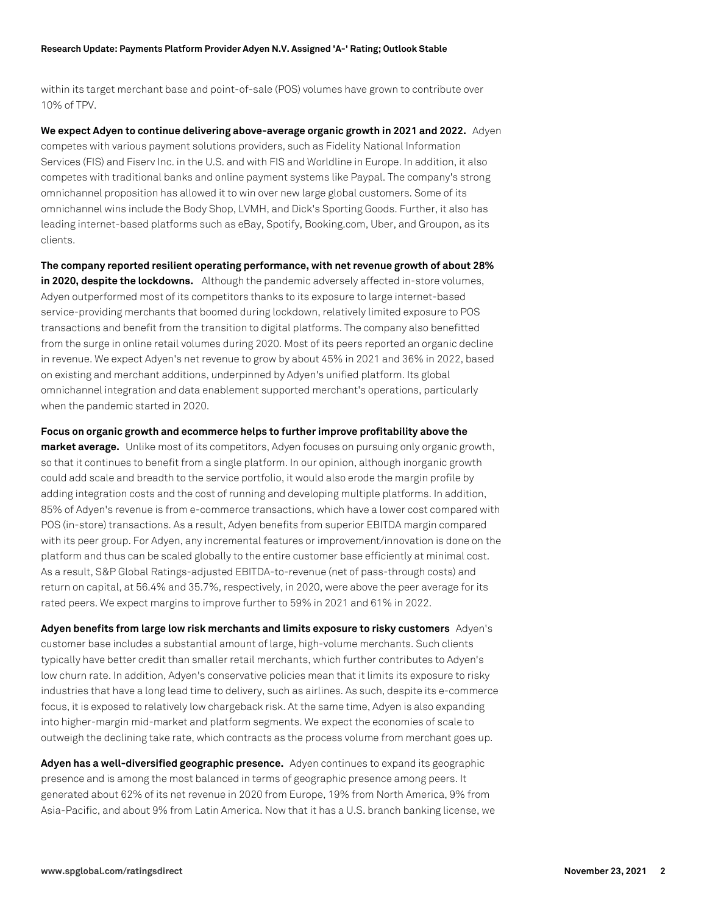within its target merchant base and point-of-sale (POS) volumes have grown to contribute over 10% of TPV.

**We expect Adyen to continue delivering above-average organic growth in 2021 and 2022.** Adyen competes with various payment solutions providers, such as Fidelity National Information Services (FIS) and Fiserv Inc. in the U.S. and with FIS and Worldline in Europe. In addition, it also competes with traditional banks and online payment systems like Paypal. The company's strong omnichannel proposition has allowed it to win over new large global customers. Some of its omnichannel wins include the Body Shop, LVMH, and Dick's Sporting Goods. Further, it also has leading internet-based platforms such as eBay, Spotify, Booking.com, Uber, and Groupon, as its clients.

**The company reported resilient operating performance, with net revenue growth of about 28% in 2020, despite the lockdowns.** Although the pandemic adversely affected in-store volumes, Adyen outperformed most of its competitors thanks to its exposure to large internet-based service-providing merchants that boomed during lockdown, relatively limited exposure to POS transactions and benefit from the transition to digital platforms. The company also benefitted from the surge in online retail volumes during 2020. Most of its peers reported an organic decline in revenue. We expect Adyen's net revenue to grow by about 45% in 2021 and 36% in 2022, based on existing and merchant additions, underpinned by Adyen's unified platform. Its global omnichannel integration and data enablement supported merchant's operations, particularly when the pandemic started in 2020.

**Focus on organic growth and ecommerce helps to further improve profitability above the market average.** Unlike most of its competitors, Adyen focuses on pursuing only organic growth, so that it continues to benefit from a single platform. In our opinion, although inorganic growth could add scale and breadth to the service portfolio, it would also erode the margin profile by adding integration costs and the cost of running and developing multiple platforms. In addition, 85% of Adyen's revenue is from e-commerce transactions, which have a lower cost compared with POS (in-store) transactions. As a result, Adyen benefits from superior EBITDA margin compared with its peer group. For Adyen, any incremental features or improvement/innovation is done on the platform and thus can be scaled globally to the entire customer base efficiently at minimal cost. As a result, S&P Global Ratings-adjusted EBITDA-to-revenue (net of pass-through costs) and return on capital, at 56.4% and 35.7%, respectively, in 2020, were above the peer average for its rated peers. We expect margins to improve further to 59% in 2021 and 61% in 2022.

**Adyen benefits from large low risk merchants and limits exposure to risky customers** Adyen's customer base includes a substantial amount of large, high-volume merchants. Such clients typically have better credit than smaller retail merchants, which further contributes to Adyen's low churn rate. In addition, Adyen's conservative policies mean that it limits its exposure to risky industries that have a long lead time to delivery, such as airlines. As such, despite its e-commerce focus, it is exposed to relatively low chargeback risk. At the same time, Adyen is also expanding into higher-margin mid-market and platform segments. We expect the economies of scale to outweigh the declining take rate, which contracts as the process volume from merchant goes up.

**Adyen has a well-diversified geographic presence.** Adyen continues to expand its geographic presence and is among the most balanced in terms of geographic presence among peers. It generated about 62% of its net revenue in 2020 from Europe, 19% from North America, 9% from Asia-Pacific, and about 9% from Latin America. Now that it has a U.S. branch banking license, we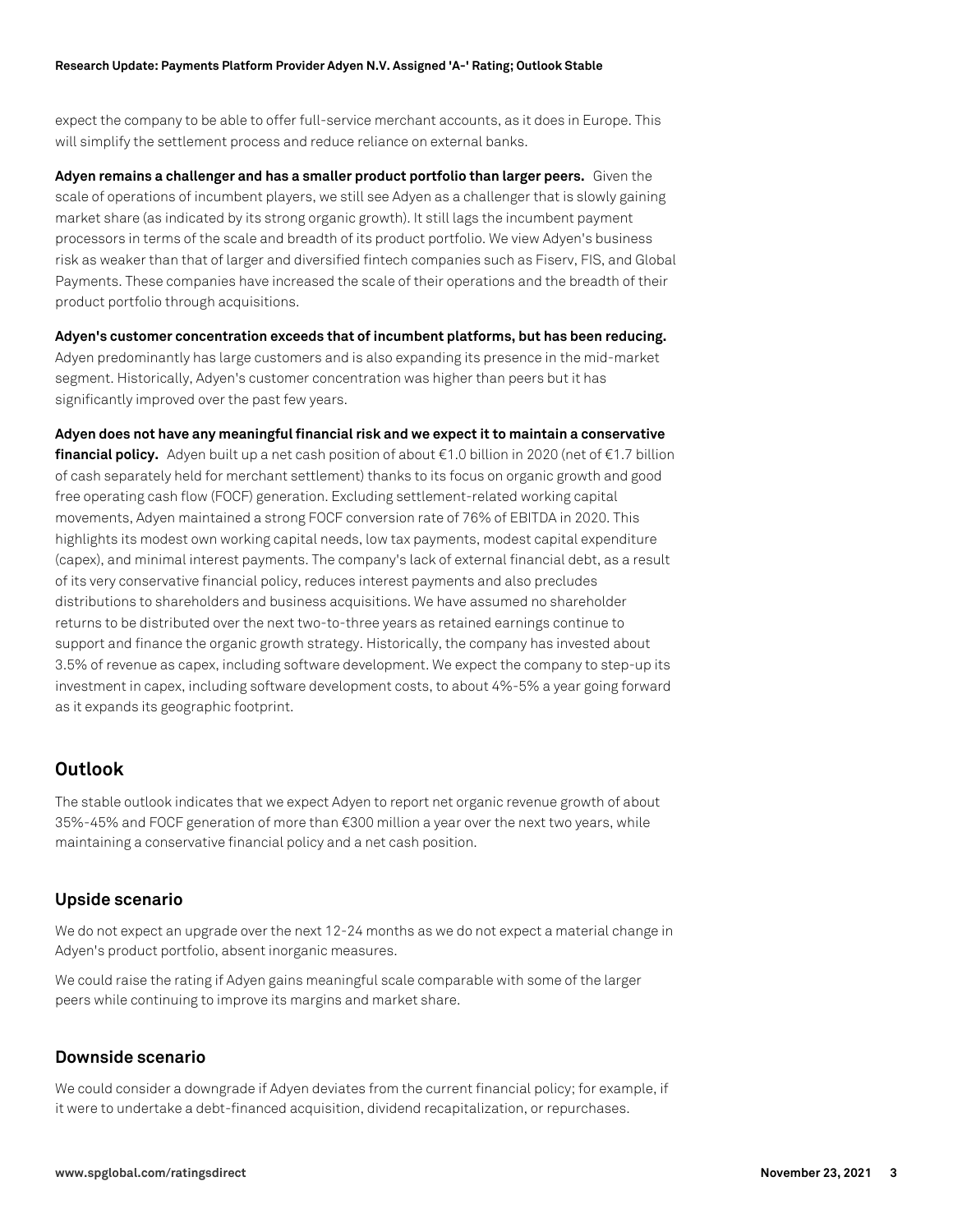expect the company to be able to offer full-service merchant accounts, as it does in Europe. This will simplify the settlement process and reduce reliance on external banks.

**Adyen remains a challenger and has a smaller product portfolio than larger peers.** Given the scale of operations of incumbent players, we still see Adyen as a challenger that is slowly gaining market share (as indicated by its strong organic growth). It still lags the incumbent payment processors in terms of the scale and breadth of its product portfolio. We view Adyen's business risk as weaker than that of larger and diversified fintech companies such as Fiserv, FIS, and Global Payments. These companies have increased the scale of their operations and the breadth of their product portfolio through acquisitions.

**Adyen's customer concentration exceeds that of incumbent platforms, but has been reducing.** Adyen predominantly has large customers and is also expanding its presence in the mid-market segment. Historically, Adyen's customer concentration was higher than peers but it has significantly improved over the past few years.

**Adyen does not have any meaningful financial risk and we expect it to maintain a conservative financial policy.** Adyen built up a net cash position of about €1.0 billion in 2020 (net of €1.7 billion of cash separately held for merchant settlement) thanks to its focus on organic growth and good free operating cash flow (FOCF) generation. Excluding settlement-related working capital movements, Adyen maintained a strong FOCF conversion rate of 76% of EBITDA in 2020. This highlights its modest own working capital needs, low tax payments, modest capital expenditure (capex), and minimal interest payments. The company's lack of external financial debt, as a result of its very conservative financial policy, reduces interest payments and also precludes distributions to shareholders and business acquisitions. We have assumed no shareholder returns to be distributed over the next two-to-three years as retained earnings continue to support and finance the organic growth strategy. Historically, the company has invested about 3.5% of revenue as capex, including software development. We expect the company to step-up its investment in capex, including software development costs, to about 4%-5% a year going forward as it expands its geographic footprint.

## Outlook

The stable outlook indicates that we expect Adyen to report net organic revenue growth of about 35%-45% and FOCF generation of more than €300 million a year over the next two years, while maintaining a conservative financial policy and a net cash position.

### Upside scenario

We do not expect an upgrade over the next 12-24 months as we do not expect a material change in Adyen's product portfolio, absent inorganic measures.

We could raise the rating if Adyen gains meaningful scale comparable with some of the larger peers while continuing to improve its margins and market share.

### Downside scenario

We could consider a downgrade if Adyen deviates from the current financial policy; for example, if it were to undertake a debt-financed acquisition, dividend recapitalization, or repurchases.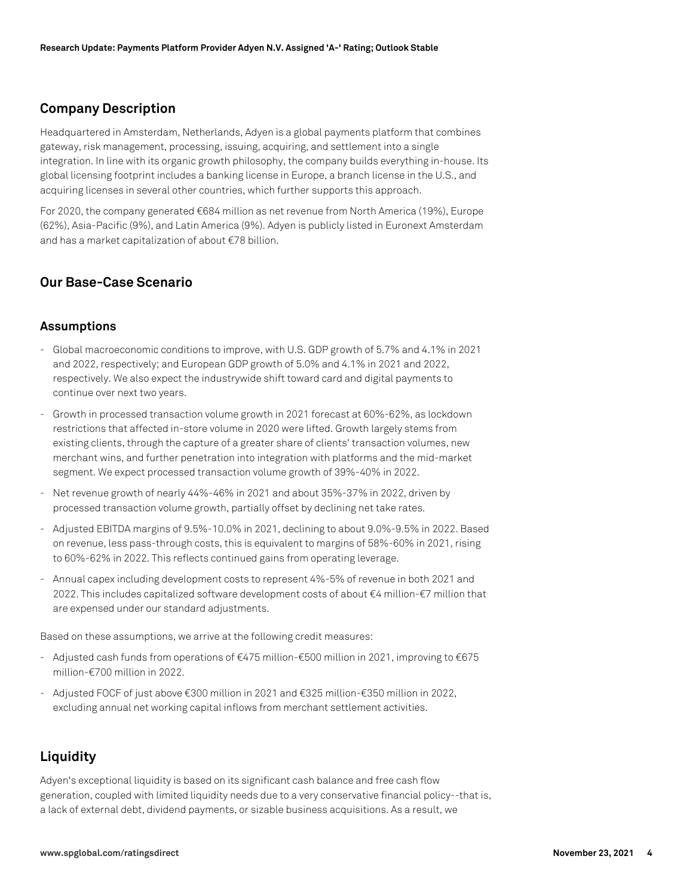## Company Description

Headquartered in Amsterdam, Netherlands, Adyen is a global payments platform that combines gateway, risk management, processing, issuing, acquiring, and settlement into a single integration. In line with its organic growth philosophy, the company builds everything in-house. Its global licensing footprint includes a banking license in Europe, a branch license in the U.S., and acquiring licenses in several other countries, which further supports this approach.

For 2020, the company generated €684 million as net revenue from North America (19%), Europe (62%), Asia-Pacific (9%), and Latin America (9%). Adyen is publicly listed in Euronext Amsterdam and has a market capitalization of about €78 billion.

## Our Base-Case Scenario

### Assumptions

- Global macroeconomic conditions to improve, with U.S. GDP growth of 5.7% and 4.1% in 2021 and 2022, respectively; and European GDP growth of 5.0% and 4.1% in 2021 and 2022, respectively. We also expect the industrywide shift toward card and digital payments to continue over next two years.
- Growth in processed transaction volume growth in 2021 forecast at 60%-62%, as lockdown restrictions that affected in-store volume in 2020 were lifted. Growth largely stems from existing clients, through the capture of a greater share of clients' transaction volumes, new merchant wins, and further penetration into integration with platforms and the mid-market segment. We expect processed transaction volume growth of 39%-40% in 2022.
- Net revenue growth of nearly 44%-46% in 2021 and about 35%-37% in 2022, driven by processed transaction volume growth, partially offset by declining net take rates.
- Adjusted EBITDA margins of 9.5%-10.0% in 2021, declining to about 9.0%-9.5% in 2022. Based on revenue, less pass-through costs, this is equivalent to margins of 58%-60% in 2021, rising to 60%-62% in 2022. This reflects continued gains from operating leverage.
- Annual capex including development costs to represent 4%-5% of revenue in both 2021 and 2022. This includes capitalized software development costs of about €4 million-€7 million that are expensed under our standard adjustments.

Based on these assumptions, we arrive at the following credit measures:

- Adjusted cash funds from operations of €475 million-€500 million in 2021, improving to €675 million-€700 million in 2022.
- Adjusted FOCF of just above €300 million in 2021 and €325 million-€350 million in 2022, excluding annual net working capital inflows from merchant settlement activities.

## Liquidity

Adyen's exceptional liquidity is based on its significant cash balance and free cash flow generation, coupled with limited liquidity needs due to a very conservative financial policy--that is, a lack of external debt, dividend payments, or sizable business acquisitions. As a result, we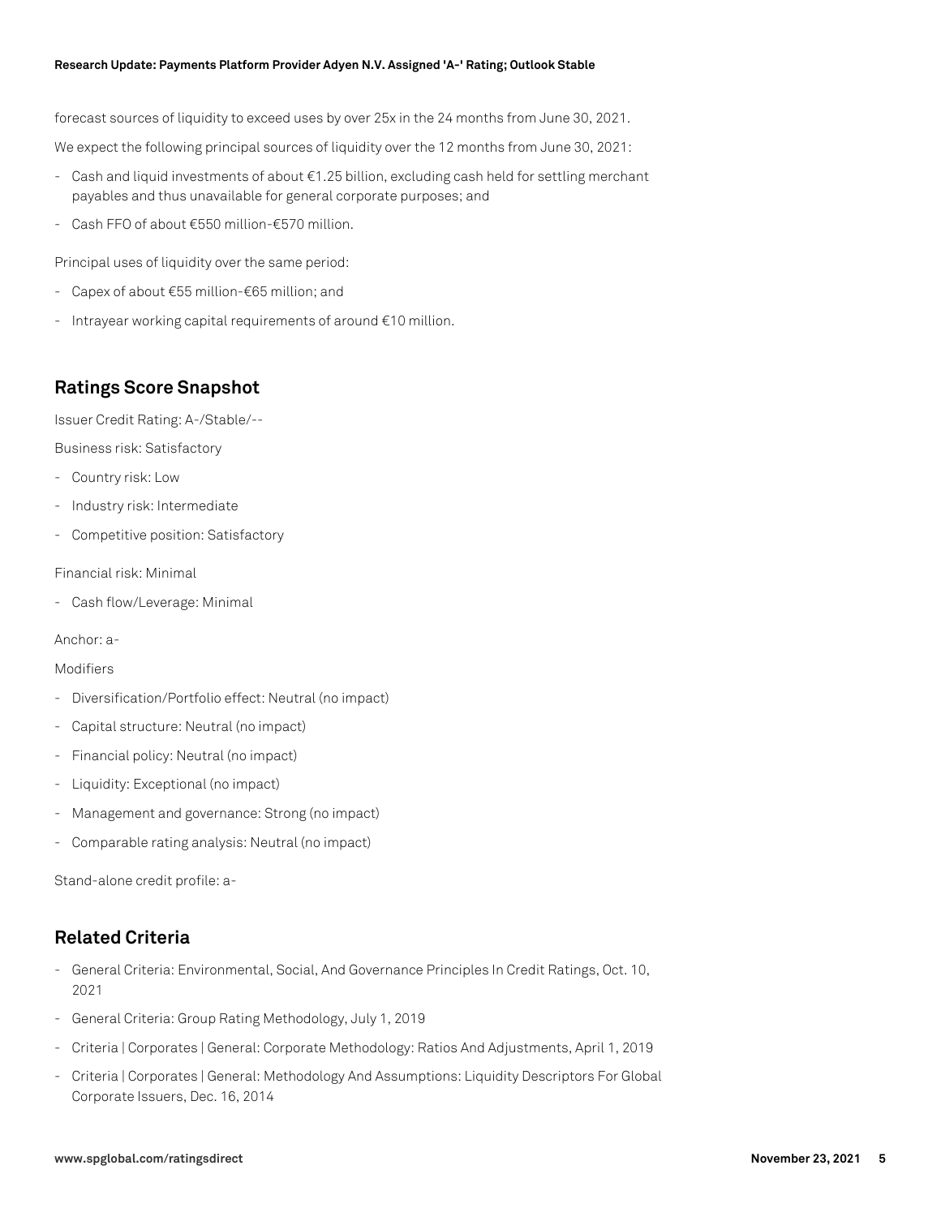forecast sources of liquidity to exceed uses by over 25x in the 24 months from June 30, 2021.

We expect the following principal sources of liquidity over the 12 months from June 30, 2021:

- Cash and liquid investments of about €1.25 billion, excluding cash held for settling merchant payables and thus unavailable for general corporate purposes; and
- Cash FFO of about €550 million-€570 million.

Principal uses of liquidity over the same period:

- Capex of about €55 million-€65 million; and
- Intrayear working capital requirements of around €10 million.

## Ratings Score Snapshot

Issuer Credit Rating: A-/Stable/--

Business risk: Satisfactory

- Country risk: Low
- Industry risk: Intermediate
- Competitive position: Satisfactory

Financial risk: Minimal

- Cash flow/Leverage: Minimal

Anchor: a-

Modifiers

- Diversification/Portfolio effect: Neutral (no impact)
- Capital structure: Neutral (no impact)
- Financial policy: Neutral (no impact)
- Liquidity: Exceptional (no impact)
- Management and governance: Strong (no impact)
- Comparable rating analysis: Neutral (no impact)

Stand-alone credit profile: a-

## Related Criteria

- General Criteria: Environmental, Social, And Governance Principles In Credit Ratings, Oct. 10, 2021
- General Criteria: Group Rating Methodology, July 1, 2019
- Criteria | Corporates | General: Corporate Methodology: Ratios And Adjustments, April 1, 2019
- Criteria | Corporates | General: Methodology And Assumptions: Liquidity Descriptors For Global Corporate Issuers, Dec. 16, 2014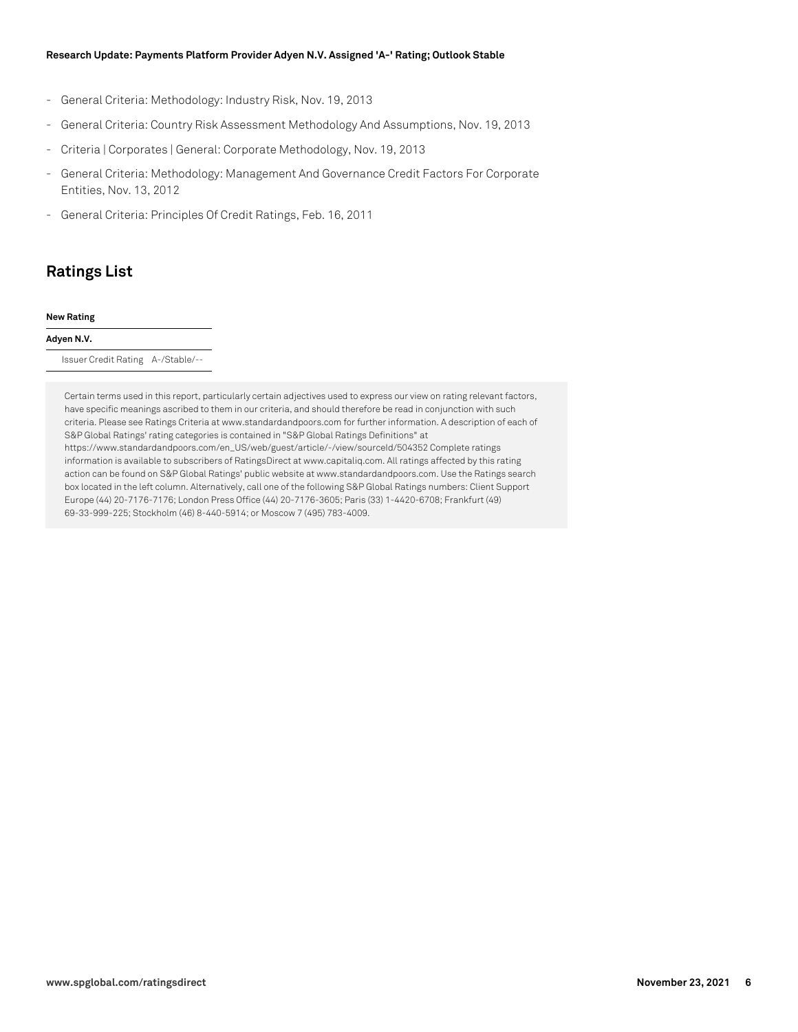- General Criteria: Methodology: Industry Risk, Nov. 19, 2013
- General Criteria: Country Risk Assessment Methodology And Assumptions, Nov. 19, 2013
- Criteria | Corporates | General: Corporate Methodology, Nov. 19, 2013
- General Criteria: Methodology: Management And Governance Credit Factors For Corporate Entities, Nov. 13, 2012
- General Criteria: Principles Of Credit Ratings, Feb. 16, 2011

## Ratings List

| **New Rating** | |
|---|---|
| **Adyen N.V.** | |
| Issuer Credit Rating | A-/Stable/-- |

Certain terms used in this report, particularly certain adjectives used to express our view on rating relevant factors, have specific meanings ascribed to them in our criteria, and should therefore be read in conjunction with such criteria. Please see Ratings Criteria at www.standardandpoors.com for further information. A description of each of S&P Global Ratings' rating categories is contained in "S&P Global Ratings Definitions" at https://www.standardandpoors.com/en_US/web/guest/article/-/view/sourceId/504352 Complete ratings information is available to subscribers of RatingsDirect at www.capitaliq.com. All ratings affected by this rating action can be found on S&P Global Ratings' public website at www.standardandpoors.com. Use the Ratings search box located in the left column. Alternatively, call one of the following S&P Global Ratings numbers: Client Support Europe (44) 20-7176-7176; London Press Office (44) 20-7176-3605; Paris (33) 1-4420-6708; Frankfurt (49) 69-33-999-225; Stockholm (46) 8-440-5914; or Moscow 7 (495) 783-4009.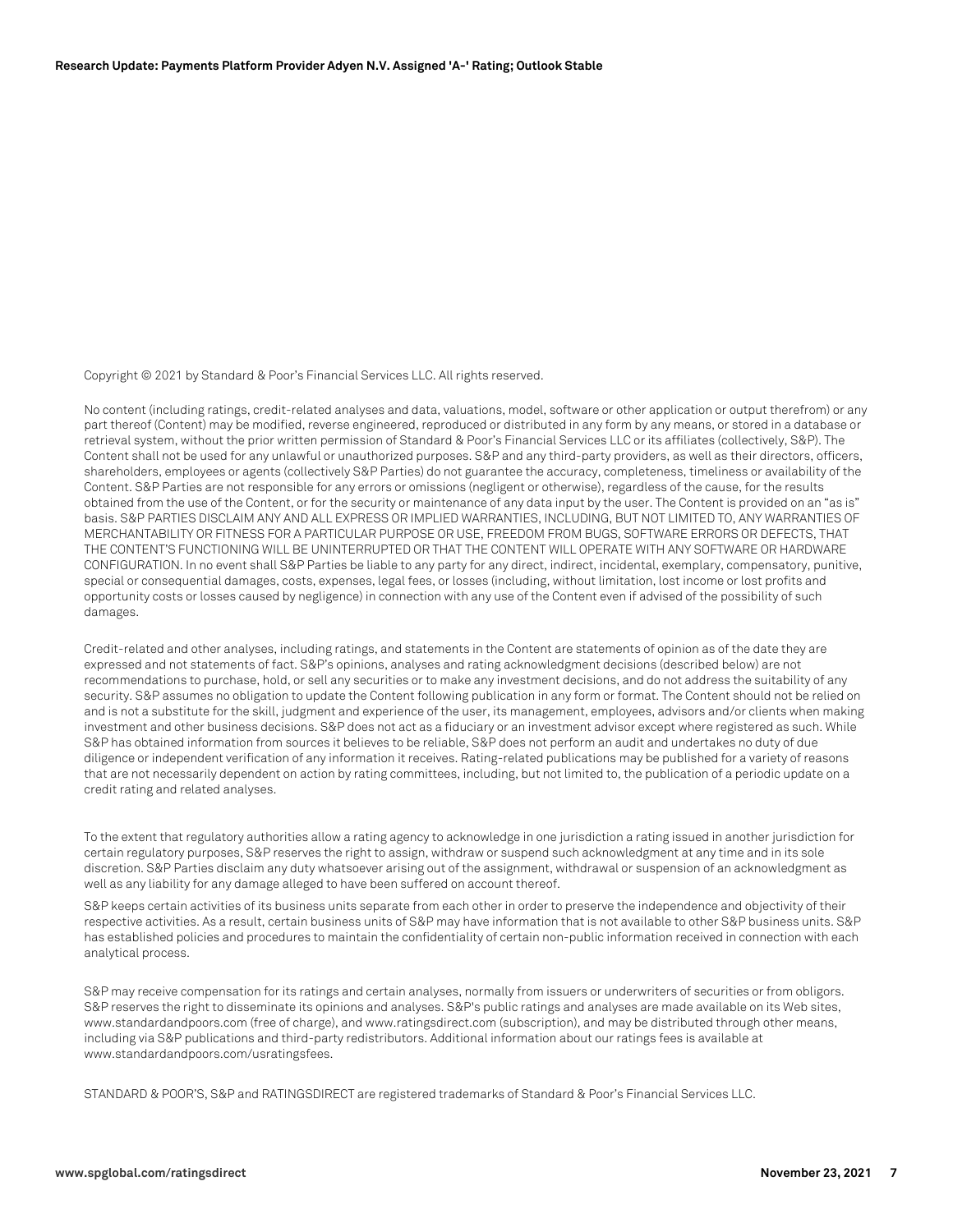Copyright © 2021 by Standard & Poor's Financial Services LLC. All rights reserved.

No content (including ratings, credit-related analyses and data, valuations, model, software or other application or output therefrom) or any part thereof (Content) may be modified, reverse engineered, reproduced or distributed in any form by any means, or stored in a database or retrieval system, without the prior written permission of Standard & Poor's Financial Services LLC or its affiliates (collectively, S&P). The Content shall not be used for any unlawful or unauthorized purposes. S&P and any third-party providers, as well as their directors, officers, shareholders, employees or agents (collectively S&P Parties) do not guarantee the accuracy, completeness, timeliness or availability of the Content. S&P Parties are not responsible for any errors or omissions (negligent or otherwise), regardless of the cause, for the results obtained from the use of the Content, or for the security or maintenance of any data input by the user. The Content is provided on an "as is" basis. S&P PARTIES DISCLAIM ANY AND ALL EXPRESS OR IMPLIED WARRANTIES, INCLUDING, BUT NOT LIMITED TO, ANY WARRANTIES OF MERCHANTABILITY OR FITNESS FOR A PARTICULAR PURPOSE OR USE, FREEDOM FROM BUGS, SOFTWARE ERRORS OR DEFECTS, THAT THE CONTENT'S FUNCTIONING WILL BE UNINTERRUPTED OR THAT THE CONTENT WILL OPERATE WITH ANY SOFTWARE OR HARDWARE CONFIGURATION. In no event shall S&P Parties be liable to any party for any direct, indirect, incidental, exemplary, compensatory, punitive, special or consequential damages, costs, expenses, legal fees, or losses (including, without limitation, lost income or lost profits and opportunity costs or losses caused by negligence) in connection with any use of the Content even if advised of the possibility of such damages.

Credit-related and other analyses, including ratings, and statements in the Content are statements of opinion as of the date they are expressed and not statements of fact. S&P's opinions, analyses and rating acknowledgment decisions (described below) are not recommendations to purchase, hold, or sell any securities or to make any investment decisions, and do not address the suitability of any security. S&P assumes no obligation to update the Content following publication in any form or format. The Content should not be relied on and is not a substitute for the skill, judgment and experience of the user, its management, employees, advisors and/or clients when making investment and other business decisions. S&P does not act as a fiduciary or an investment advisor except where registered as such. While S&P has obtained information from sources it believes to be reliable, S&P does not perform an audit and undertakes no duty of due diligence or independent verification of any information it receives. Rating-related publications may be published for a variety of reasons that are not necessarily dependent on action by rating committees, including, but not limited to, the publication of a periodic update on a credit rating and related analyses.

To the extent that regulatory authorities allow a rating agency to acknowledge in one jurisdiction a rating issued in another jurisdiction for certain regulatory purposes, S&P reserves the right to assign, withdraw or suspend such acknowledgment at any time and in its sole discretion. S&P Parties disclaim any duty whatsoever arising out of the assignment, withdrawal or suspension of an acknowledgment as well as any liability for any damage alleged to have been suffered on account thereof.

S&P keeps certain activities of its business units separate from each other in order to preserve the independence and objectivity of their respective activities. As a result, certain business units of S&P may have information that is not available to other S&P business units. S&P has established policies and procedures to maintain the confidentiality of certain non-public information received in connection with each analytical process.

S&P may receive compensation for its ratings and certain analyses, normally from issuers or underwriters of securities or from obligors. S&P reserves the right to disseminate its opinions and analyses. S&P's public ratings and analyses are made available on its Web sites, www.standardandpoors.com (free of charge), and www.ratingsdirect.com (subscription), and may be distributed through other means, including via S&P publications and third-party redistributors. Additional information about our ratings fees is available at www.standardandpoors.com/usratingsfees.

STANDARD & POOR'S, S&P and RATINGSDIRECT are registered trademarks of Standard & Poor's Financial Services LLC.